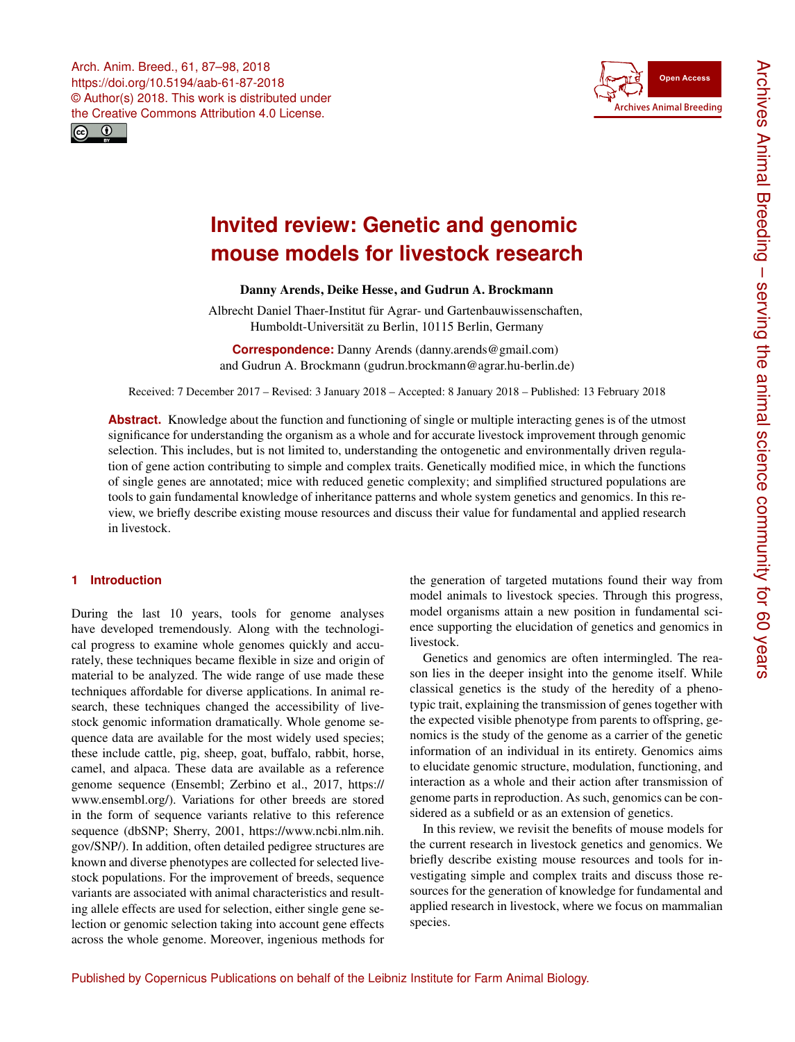Arch. Anim. Breed., 61, 87–98, 2018
https://doi.org/10.5194/aab-61-87-2018
© Author(s) 2018. This work is distributed under the Creative Commons Attribution 4.0 License.

# Invited review: Genetic and genomic mouse models for livestock research

**Danny Arends, Deike Hesse, and Gudrun A. Brockmann**

Albrecht Daniel Thaer-Institut für Agrar- und Gartenbauwissenschaften, Humboldt-Universität zu Berlin, 10115 Berlin, Germany

**Correspondence:** Danny Arends (danny.arends@gmail.com) and Gudrun A. Brockmann (gudrun.brockmann@agrar.hu-berlin.de)

Received: 7 December 2017 – Revised: 3 January 2018 – Accepted: 8 January 2018 – Published: 13 February 2018

**Abstract.** Knowledge about the function and functioning of single or multiple interacting genes is of the utmost significance for understanding the organism as a whole and for accurate livestock improvement through genomic selection. This includes, but is not limited to, understanding the ontogenetic and environmentally driven regulation of gene action contributing to simple and complex traits. Genetically modified mice, in which the functions of single genes are annotated; mice with reduced genetic complexity; and simplified structured populations are tools to gain fundamental knowledge of inheritance patterns and whole system genetics and genomics. In this review, we briefly describe existing mouse resources and discuss their value for fundamental and applied research in livestock.

## 1 Introduction

During the last 10 years, tools for genome analyses have developed tremendously. Along with the technological progress to examine whole genomes quickly and accurately, these techniques became flexible in size and origin of material to be analyzed. The wide range of use made these techniques affordable for diverse applications. In animal research, these techniques changed the accessibility of livestock genomic information dramatically. Whole genome sequence data are available for the most widely used species; these include cattle, pig, sheep, goat, buffalo, rabbit, horse, camel, and alpaca. These data are available as a reference genome sequence (Ensembl; Zerbino et al., 2017, https://www.ensembl.org/). Variations for other breeds are stored in the form of sequence variants relative to this reference sequence (dbSNP; Sherry, 2001, https://www.ncbi.nlm.nih.gov/SNP/). In addition, often detailed pedigree structures are known and diverse phenotypes are collected for selected livestock populations. For the improvement of breeds, sequence variants are associated with animal characteristics and resulting allele effects are used for selection, either single gene selection or genomic selection taking into account gene effects across the whole genome. Moreover, ingenious methods for the generation of targeted mutations found their way from model animals to livestock species. Through this progress, model organisms attain a new position in fundamental science supporting the elucidation of genetics and genomics in livestock.

Genetics and genomics are often intermingled. The reason lies in the deeper insight into the genome itself. While classical genetics is the study of the heredity of a phenotypic trait, explaining the transmission of genes together with the expected visible phenotype from parents to offspring, genomics is the study of the genome as a carrier of the genetic information of an individual in its entirety. Genomics aims to elucidate genomic structure, modulation, functioning, and interaction as a whole and their action after transmission of genome parts in reproduction. As such, genomics can be considered as a subfield or as an extension of genetics.

In this review, we revisit the benefits of mouse models for the current research in livestock genetics and genomics. We briefly describe existing mouse resources and tools for investigating simple and complex traits and discuss those resources for the generation of knowledge for fundamental and applied research in livestock, where we focus on mammalian species.

Published by Copernicus Publications on behalf of the Leibniz Institute for Farm Animal Biology.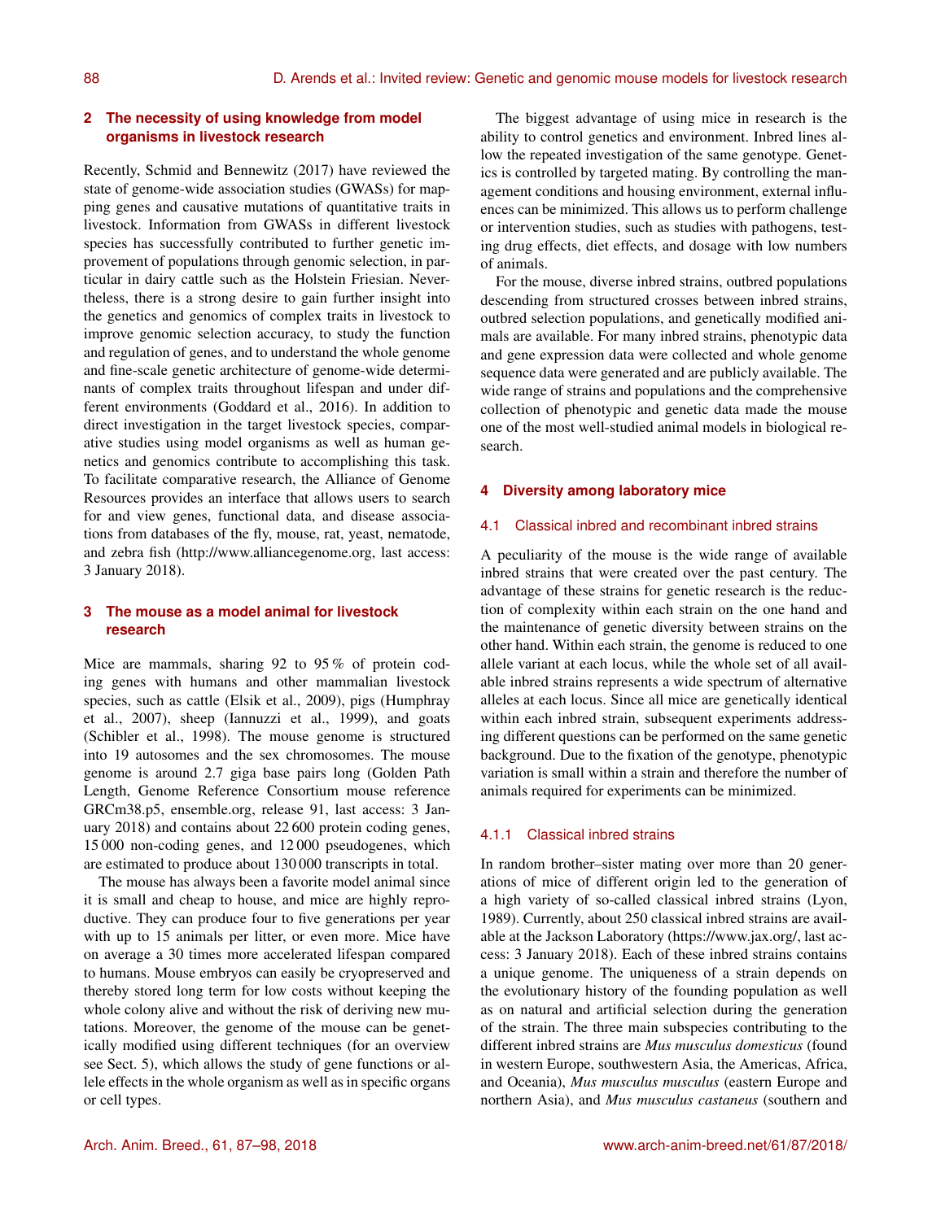## 2 The necessity of using knowledge from model organisms in livestock research

Recently, Schmid and Bennewitz (2017) have reviewed the state of genome-wide association studies (GWASs) for mapping genes and causative mutations of quantitative traits in livestock. Information from GWASs in different livestock species has successfully contributed to further genetic improvement of populations through genomic selection, in particular in dairy cattle such as the Holstein Friesian. Nevertheless, there is a strong desire to gain further insight into the genetics and genomics of complex traits in livestock to improve genomic selection accuracy, to study the function and regulation of genes, and to understand the whole genome and fine-scale genetic architecture of genome-wide determinants of complex traits throughout lifespan and under different environments (Goddard et al., 2016). In addition to direct investigation in the target livestock species, comparative studies using model organisms as well as human genetics and genomics contribute to accomplishing this task. To facilitate comparative research, the Alliance of Genome Resources provides an interface that allows users to search for and view genes, functional data, and disease associations from databases of the fly, mouse, rat, yeast, nematode, and zebra fish (http://www.alliancegenome.org, last access: 3 January 2018).

## 3 The mouse as a model animal for livestock research

Mice are mammals, sharing 92 to 95 % of protein coding genes with humans and other mammalian livestock species, such as cattle (Elsik et al., 2009), pigs (Humphray et al., 2007), sheep (Iannuzzi et al., 1999), and goats (Schibler et al., 1998). The mouse genome is structured into 19 autosomes and the sex chromosomes. The mouse genome is around 2.7 giga base pairs long (Golden Path Length, Genome Reference Consortium mouse reference GRCm38.p5, ensemble.org, release 91, last access: 3 January 2018) and contains about 22 600 protein coding genes, 15 000 non-coding genes, and 12 000 pseudogenes, which are estimated to produce about 130 000 transcripts in total.

The mouse has always been a favorite model animal since it is small and cheap to house, and mice are highly reproductive. They can produce four to five generations per year with up to 15 animals per litter, or even more. Mice have on average a 30 times more accelerated lifespan compared to humans. Mouse embryos can easily be cryopreserved and thereby stored long term for low costs without keeping the whole colony alive and without the risk of deriving new mutations. Moreover, the genome of the mouse can be genetically modified using different techniques (for an overview see Sect. 5), which allows the study of gene functions or allele effects in the whole organism as well as in specific organs or cell types.

The biggest advantage of using mice in research is the ability to control genetics and environment. Inbred lines allow the repeated investigation of the same genotype. Genetics is controlled by targeted mating. By controlling the management conditions and housing environment, external influences can be minimized. This allows us to perform challenge or intervention studies, such as studies with pathogens, testing drug effects, diet effects, and dosage with low numbers of animals.

For the mouse, diverse inbred strains, outbred populations descending from structured crosses between inbred strains, outbred selection populations, and genetically modified animals are available. For many inbred strains, phenotypic data and gene expression data were collected and whole genome sequence data were generated and are publicly available. The wide range of strains and populations and the comprehensive collection of phenotypic and genetic data made the mouse one of the most well-studied animal models in biological research.

## 4 Diversity among laboratory mice

### 4.1 Classical inbred and recombinant inbred strains

A peculiarity of the mouse is the wide range of available inbred strains that were created over the past century. The advantage of these strains for genetic research is the reduction of complexity within each strain on the one hand and the maintenance of genetic diversity between strains on the other hand. Within each strain, the genome is reduced to one allele variant at each locus, while the whole set of all available inbred strains represents a wide spectrum of alternative alleles at each locus. Since all mice are genetically identical within each inbred strain, subsequent experiments addressing different questions can be performed on the same genetic background. Due to the fixation of the genotype, phenotypic variation is small within a strain and therefore the number of animals required for experiments can be minimized.

#### 4.1.1 Classical inbred strains

In random brother–sister mating over more than 20 generations of mice of different origin led to the generation of a high variety of so-called classical inbred strains (Lyon, 1989). Currently, about 250 classical inbred strains are available at the Jackson Laboratory (https://www.jax.org/, last access: 3 January 2018). Each of these inbred strains contains a unique genome. The uniqueness of a strain depends on the evolutionary history of the founding population as well as on natural and artificial selection during the generation of the strain. The three main subspecies contributing to the different inbred strains are *Mus musculus domesticus* (found in western Europe, southwestern Asia, the Americas, Africa, and Oceania), *Mus musculus musculus* (eastern Europe and northern Asia), and *Mus musculus castaneus* (southern and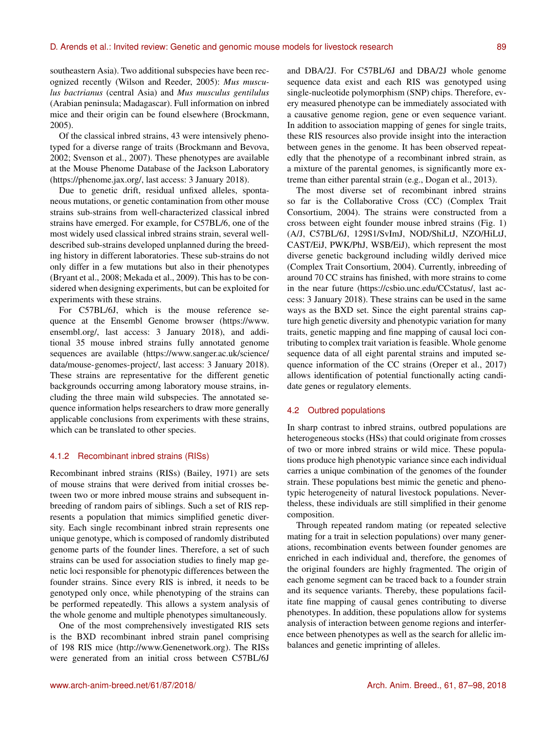southeastern Asia). Two additional subspecies have been recognized recently (Wilson and Reeder, 2005): *Mus musculus bactrianus* (central Asia) and *Mus musculus gentilulus* (Arabian peninsula; Madagascar). Full information on inbred mice and their origin can be found elsewhere (Brockmann, 2005).

Of the classical inbred strains, 43 were intensively phenotyped for a diverse range of traits (Brockmann and Bevova, 2002; Svenson et al., 2007). These phenotypes are available at the Mouse Phenome Database of the Jackson Laboratory (https://phenome.jax.org/, last access: 3 January 2018).

Due to genetic drift, residual unfixed alleles, spontaneous mutations, or genetic contamination from other mouse strains sub-strains from well-characterized classical inbred strains have emerged. For example, for C57BL/6, one of the most widely used classical inbred strains strain, several well-described sub-strains developed unplanned during the breeding history in different laboratories. These sub-strains do not only differ in a few mutations but also in their phenotypes (Bryant et al., 2008; Mekada et al., 2009). This has to be considered when designing experiments, but can be exploited for experiments with these strains.

For C57BL/6J, which is the mouse reference sequence at the Ensembl Genome browser (https://www.ensembl.org/, last access: 3 January 2018), and additional 35 mouse inbred strains fully annotated genome sequences are available (https://www.sanger.ac.uk/science/data/mouse-genomes-project/, last access: 3 January 2018). These strains are representative for the different genetic backgrounds occurring among laboratory mouse strains, including the three main wild subspecies. The annotated sequence information helps researchers to draw more generally applicable conclusions from experiments with these strains, which can be translated to other species.

#### 4.1.2 Recombinant inbred strains (RISs)

Recombinant inbred strains (RISs) (Bailey, 1971) are sets of mouse strains that were derived from initial crosses between two or more inbred mouse strains and subsequent inbreeding of random pairs of siblings. Such a set of RIS represents a population that mimics simplified genetic diversity. Each single recombinant inbred strain represents one unique genotype, which is composed of randomly distributed genome parts of the founder lines. Therefore, a set of such strains can be used for association studies to finely map genetic loci responsible for phenotypic differences between the founder strains. Since every RIS is inbred, it needs to be genotyped only once, while phenotyping of the strains can be performed repeatedly. This allows a system analysis of the whole genome and multiple phenotypes simultaneously.

One of the most comprehensively investigated RIS sets is the BXD recombinant inbred strain panel comprising of 198 RIS mice (http://www.Genenetwork.org). The RISs were generated from an initial cross between C57BL/6J and DBA/2J. For C57BL/6J and DBA/2J whole genome sequence data exist and each RIS was genotyped using single-nucleotide polymorphism (SNP) chips. Therefore, every measured phenotype can be immediately associated with a causative genome region, gene or even sequence variant. In addition to association mapping of genes for single traits, these RIS resources also provide insight into the interaction between genes in the genome. It has been observed repeatedly that the phenotype of a recombinant inbred strain, as a mixture of the parental genomes, is significantly more extreme than either parental strain (e.g., Dogan et al., 2013).

The most diverse set of recombinant inbred strains so far is the Collaborative Cross (CC) (Complex Trait Consortium, 2004). The strains were constructed from a cross between eight founder mouse inbred strains (Fig. 1) (A/J, C57BL/6J, 129S1/SvImJ, NOD/ShiLtJ, NZO/HiLtJ, CAST/EiJ, PWK/PhJ, WSB/EiJ), which represent the most diverse genetic background including wildly derived mice (Complex Trait Consortium, 2004). Currently, inbreeding of around 70 CC strains has finished, with more strains to come in the near future (https://csbio.unc.edu/CCstatus/, last access: 3 January 2018). These strains can be used in the same ways as the BXD set. Since the eight parental strains capture high genetic diversity and phenotypic variation for many traits, genetic mapping and fine mapping of causal loci contributing to complex trait variation is feasible. Whole genome sequence data of all eight parental strains and imputed sequence information of the CC strains (Oreper et al., 2017) allows identification of potential functionally acting candidate genes or regulatory elements.

### 4.2 Outbred populations

In sharp contrast to inbred strains, outbred populations are heterogeneous stocks (HSs) that could originate from crosses of two or more inbred strains or wild mice. These populations produce high phenotypic variance since each individual carries a unique combination of the genomes of the founder strain. These populations best mimic the genetic and phenotypic heterogeneity of natural livestock populations. Nevertheless, these individuals are still simplified in their genome composition.

Through repeated random mating (or repeated selective mating for a trait in selection populations) over many generations, recombination events between founder genomes are enriched in each individual and, therefore, the genomes of the original founders are highly fragmented. The origin of each genome segment can be traced back to a founder strain and its sequence variants. Thereby, these populations facilitate fine mapping of causal genes contributing to diverse phenotypes. In addition, these populations allow for systems analysis of interaction between genome regions and interference between phenotypes as well as the search for allelic imbalances and genetic imprinting of alleles.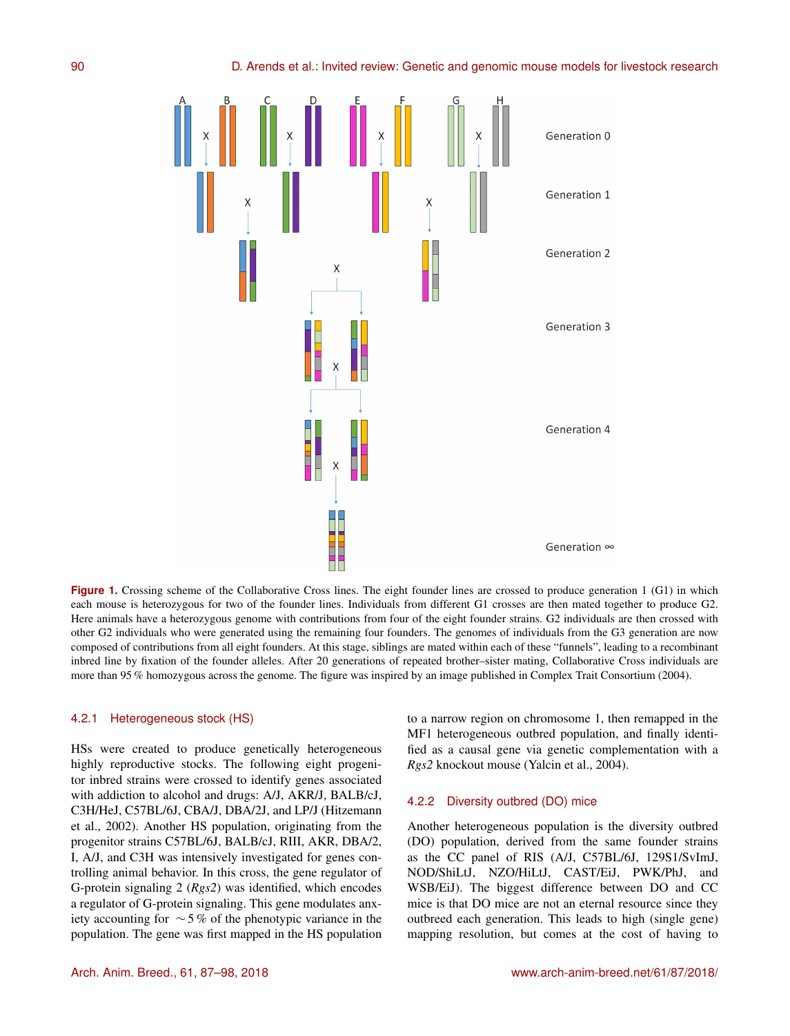**Figure 1.** Crossing scheme of the Collaborative Cross lines. The eight founder lines are crossed to produce generation 1 (G1) in which each mouse is heterozygous for two of the founder lines. Individuals from different G1 crosses are then mated together to produce G2. Here animals have a heterozygous genome with contributions from four of the eight founder strains. G2 individuals are then crossed with other G2 individuals who were generated using the remaining four founders. The genomes of individuals from the G3 generation are now composed of contributions from all eight founders. At this stage, siblings are mated within each of these "funnels", leading to a recombinant inbred line by fixation of the founder alleles. After 20 generations of repeated brother–sister mating, Collaborative Cross individuals are more than 95 % homozygous across the genome. The figure was inspired by an image published in Complex Trait Consortium (2004).

#### 4.2.1 Heterogeneous stock (HS)

HSs were created to produce genetically heterogeneous highly reproductive stocks. The following eight progenitor inbred strains were crossed to identify genes associated with addiction to alcohol and drugs: A/J, AKR/J, BALB/cJ, C3H/HeJ, C57BL/6J, CBA/J, DBA/2J, and LP/J (Hitzemann et al., 2002). Another HS population, originating from the progenitor strains C57BL/6J, BALB/cJ, RIII, AKR, DBA/2, I, A/J, and C3H was intensively investigated for genes controlling animal behavior. In this cross, the gene regulator of G-protein signaling 2 (*Rgs2*) was identified, which encodes a regulator of G-protein signaling. This gene modulates anxiety accounting for ∼5 % of the phenotypic variance in the population. The gene was first mapped in the HS population to a narrow region on chromosome 1, then remapped in the MF1 heterogeneous outbred population, and finally identified as a causal gene via genetic complementation with a *Rgs2* knockout mouse (Yalcin et al., 2004).

#### 4.2.2 Diversity outbred (DO) mice

Another heterogeneous population is the diversity outbred (DO) population, derived from the same founder strains as the CC panel of RIS (A/J, C57BL/6J, 129S1/SvImJ, NOD/ShiLtJ, NZO/HiLtJ, CAST/EiJ, PWK/PhJ, and WSB/EiJ). The biggest difference between DO and CC mice is that DO mice are not an eternal resource since they outbreed each generation. This leads to high (single gene) mapping resolution, but comes at the cost of having to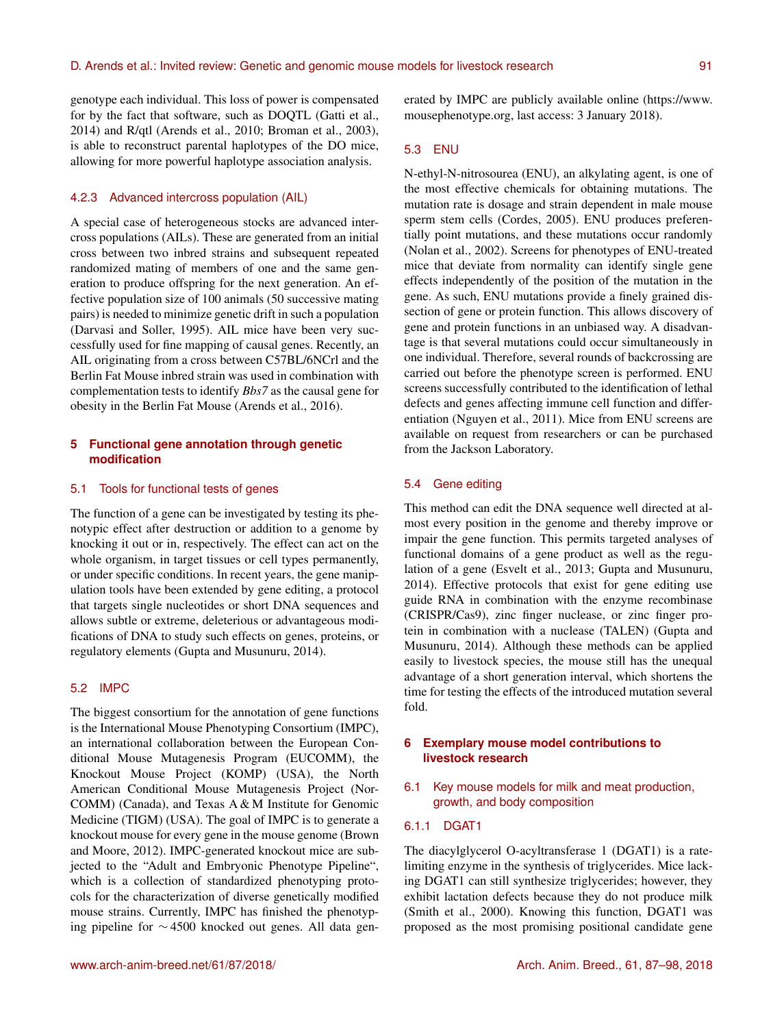genotype each individual. This loss of power is compensated for by the fact that software, such as DOQTL (Gatti et al., 2014) and R/qtl (Arends et al., 2010; Broman et al., 2003), is able to reconstruct parental haplotypes of the DO mice, allowing for more powerful haplotype association analysis.

#### 4.2.3 Advanced intercross population (AIL)

A special case of heterogeneous stocks are advanced intercross populations (AILs). These are generated from an initial cross between two inbred strains and subsequent repeated randomized mating of members of one and the same generation to produce offspring for the next generation. An effective population size of 100 animals (50 successive mating pairs) is needed to minimize genetic drift in such a population (Darvasi and Soller, 1995). AIL mice have been very successfully used for fine mapping of causal genes. Recently, an AIL originating from a cross between C57BL/6NCrl and the Berlin Fat Mouse inbred strain was used in combination with complementation tests to identify *Bbs7* as the causal gene for obesity in the Berlin Fat Mouse (Arends et al., 2016).

## 5 Functional gene annotation through genetic modification

### 5.1 Tools for functional tests of genes

The function of a gene can be investigated by testing its phenotypic effect after destruction or addition to a genome by knocking it out or in, respectively. The effect can act on the whole organism, in target tissues or cell types permanently, or under specific conditions. In recent years, the gene manipulation tools have been extended by gene editing, a protocol that targets single nucleotides or short DNA sequences and allows subtle or extreme, deleterious or advantageous modifications of DNA to study such effects on genes, proteins, or regulatory elements (Gupta and Musunuru, 2014).

### 5.2 IMPC

The biggest consortium for the annotation of gene functions is the International Mouse Phenotyping Consortium (IMPC), an international collaboration between the European Conditional Mouse Mutagenesis Program (EUCOMM), the Knockout Mouse Project (KOMP) (USA), the North American Conditional Mouse Mutagenesis Project (NorCOMM) (Canada), and Texas A & M Institute for Genomic Medicine (TIGM) (USA). The goal of IMPC is to generate a knockout mouse for every gene in the mouse genome (Brown and Moore, 2012). IMPC-generated knockout mice are subjected to the "Adult and Embryonic Phenotype Pipeline", which is a collection of standardized phenotyping protocols for the characterization of diverse genetically modified mouse strains. Currently, IMPC has finished the phenotyping pipeline for ∼ 4500 knocked out genes. All data generated by IMPC are publicly available online (https://www.mousephenotype.org, last access: 3 January 2018).

### 5.3 ENU

N-ethyl-N-nitrosourea (ENU), an alkylating agent, is one of the most effective chemicals for obtaining mutations. The mutation rate is dosage and strain dependent in male mouse sperm stem cells (Cordes, 2005). ENU produces preferentially point mutations, and these mutations occur randomly (Nolan et al., 2002). Screens for phenotypes of ENU-treated mice that deviate from normality can identify single gene effects independently of the position of the mutation in the gene. As such, ENU mutations provide a finely grained dissection of gene or protein function. This allows discovery of gene and protein functions in an unbiased way. A disadvantage is that several mutations could occur simultaneously in one individual. Therefore, several rounds of backcrossing are carried out before the phenotype screen is performed. ENU screens successfully contributed to the identification of lethal defects and genes affecting immune cell function and differentiation (Nguyen et al., 2011). Mice from ENU screens are available on request from researchers or can be purchased from the Jackson Laboratory.

### 5.4 Gene editing

This method can edit the DNA sequence well directed at almost every position in the genome and thereby improve or impair the gene function. This permits targeted analyses of functional domains of a gene product as well as the regulation of a gene (Esvelt et al., 2013; Gupta and Musunuru, 2014). Effective protocols that exist for gene editing use guide RNA in combination with the enzyme recombinase (CRISPR/Cas9), zinc finger nuclease, or zinc finger protein in combination with a nuclease (TALEN) (Gupta and Musunuru, 2014). Although these methods can be applied easily to livestock species, the mouse still has the unequal advantage of a short generation interval, which shortens the time for testing the effects of the introduced mutation several fold.

## 6 Exemplary mouse model contributions to livestock research

### 6.1 Key mouse models for milk and meat production, growth, and body composition

#### 6.1.1 DGAT1

The diacylglycerol O-acyltransferase 1 (DGAT1) is a rate-limiting enzyme in the synthesis of triglycerides. Mice lacking DGAT1 can still synthesize triglycerides; however, they exhibit lactation defects because they do not produce milk (Smith et al., 2000). Knowing this function, DGAT1 was proposed as the most promising positional candidate gene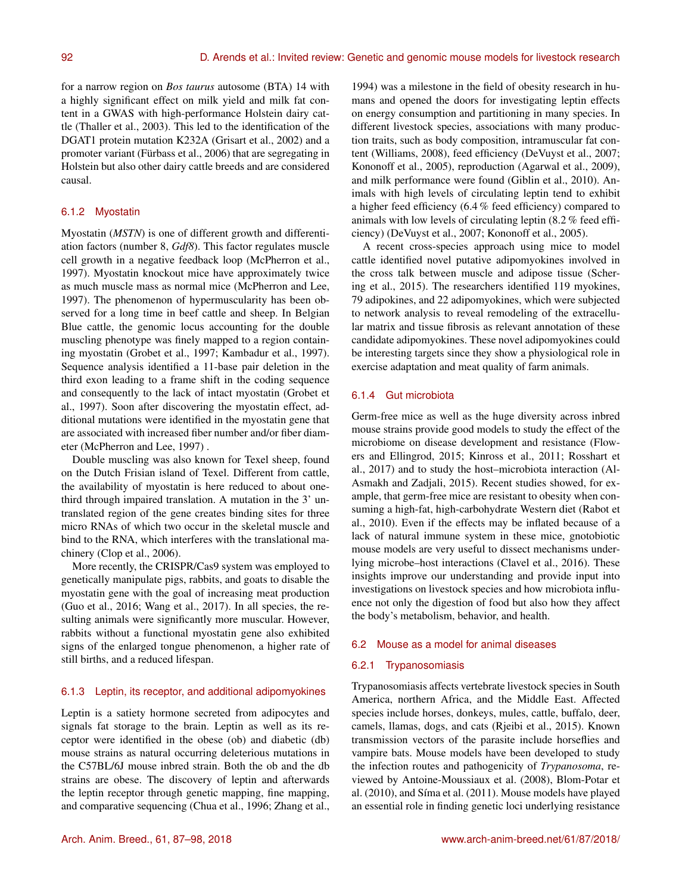for a narrow region on *Bos taurus* autosome (BTA) 14 with a highly significant effect on milk yield and milk fat content in a GWAS with high-performance Holstein dairy cattle (Thaller et al., 2003). This led to the identification of the DGAT1 protein mutation K232A (Grisart et al., 2002) and a promoter variant (Fürbass et al., 2006) that are segregating in Holstein but also other dairy cattle breeds and are considered causal.

### 6.1.2 Myostatin

Myostatin (*MSTN*) is one of different growth and differentiation factors (number 8, *Gdf8*). This factor regulates muscle cell growth in a negative feedback loop (McPherron et al., 1997). Myostatin knockout mice have approximately twice as much muscle mass as normal mice (McPherron and Lee, 1997). The phenomenon of hypermuscularity has been observed for a long time in beef cattle and sheep. In Belgian Blue cattle, the genomic locus accounting for the double muscling phenotype was finely mapped to a region containing myostatin (Grobet et al., 1997; Kambadur et al., 1997). Sequence analysis identified a 11-base pair deletion in the third exon leading to a frame shift in the coding sequence and consequently to the lack of intact myostatin (Grobet et al., 1997). Soon after discovering the myostatin effect, additional mutations were identified in the myostatin gene that are associated with increased fiber number and/or fiber diameter (McPherron and Lee, 1997) .

Double muscling was also known for Texel sheep, found on the Dutch Frisian island of Texel. Different from cattle, the availability of myostatin is here reduced to about one-third through impaired translation. A mutation in the 3' untranslated region of the gene creates binding sites for three micro RNAs of which two occur in the skeletal muscle and bind to the RNA, which interferes with the translational machinery (Clop et al., 2006).

More recently, the CRISPR/Cas9 system was employed to genetically manipulate pigs, rabbits, and goats to disable the myostatin gene with the goal of increasing meat production (Guo et al., 2016; Wang et al., 2017). In all species, the resulting animals were significantly more muscular. However, rabbits without a functional myostatin gene also exhibited signs of the enlarged tongue phenomenon, a higher rate of still births, and a reduced lifespan.

### 6.1.3 Leptin, its receptor, and additional adipomyokines

Leptin is a satiety hormone secreted from adipocytes and signals fat storage to the brain. Leptin as well as its receptor were identified in the obese (ob) and diabetic (db) mouse strains as natural occurring deleterious mutations in the C57BL/6J mouse inbred strain. Both the ob and the db strains are obese. The discovery of leptin and afterwards the leptin receptor through genetic mapping, fine mapping, and comparative sequencing (Chua et al., 1996; Zhang et al., 1994) was a milestone in the field of obesity research in humans and opened the doors for investigating leptin effects on energy consumption and partitioning in many species. In different livestock species, associations with many production traits, such as body composition, intramuscular fat content (Williams, 2008), feed efficiency (DeVuyst et al., 2007; Kononoff et al., 2005), reproduction (Agarwal et al., 2009), and milk performance were found (Giblin et al., 2010). Animals with high levels of circulating leptin tend to exhibit a higher feed efficiency (6.4 % feed efficiency) compared to animals with low levels of circulating leptin (8.2 % feed efficiency) (DeVuyst et al., 2007; Kononoff et al., 2005).

A recent cross-species approach using mice to model cattle identified novel putative adipomyokines involved in the cross talk between muscle and adipose tissue (Schering et al., 2015). The researchers identified 119 myokines, 79 adipokines, and 22 adipomyokines, which were subjected to network analysis to reveal remodeling of the extracellular matrix and tissue fibrosis as relevant annotation of these candidate adipomyokines. These novel adipomyokines could be interesting targets since they show a physiological role in exercise adaptation and meat quality of farm animals.

### 6.1.4 Gut microbiota

Germ-free mice as well as the huge diversity across inbred mouse strains provide good models to study the effect of the microbiome on disease development and resistance (Flowers and Ellingrod, 2015; Kinross et al., 2011; Rosshart et al., 2017) and to study the host–microbiota interaction (Al-Asmakh and Zadjali, 2015). Recent studies showed, for example, that germ-free mice are resistant to obesity when consuming a high-fat, high-carbohydrate Western diet (Rabot et al., 2010). Even if the effects may be inflated because of a lack of natural immune system in these mice, gnotobiotic mouse models are very useful to dissect mechanisms underlying microbe–host interactions (Clavel et al., 2016). These insights improve our understanding and provide input into investigations on livestock species and how microbiota influence not only the digestion of food but also how they affect the body's metabolism, behavior, and health.

## 6.2 Mouse as a model for animal diseases

### 6.2.1 Trypanosomiasis

Trypanosomiasis affects vertebrate livestock species in South America, northern Africa, and the Middle East. Affected species include horses, donkeys, mules, cattle, buffalo, deer, camels, llamas, dogs, and cats (Rjeibi et al., 2015). Known transmission vectors of the parasite include horseflies and vampire bats. Mouse models have been developed to study the infection routes and pathogenicity of *Trypanosoma*, reviewed by Antoine-Moussiaux et al. (2008), Blom-Potar et al. (2010), and Síma et al. (2011). Mouse models have played an essential role in finding genetic loci underlying resistance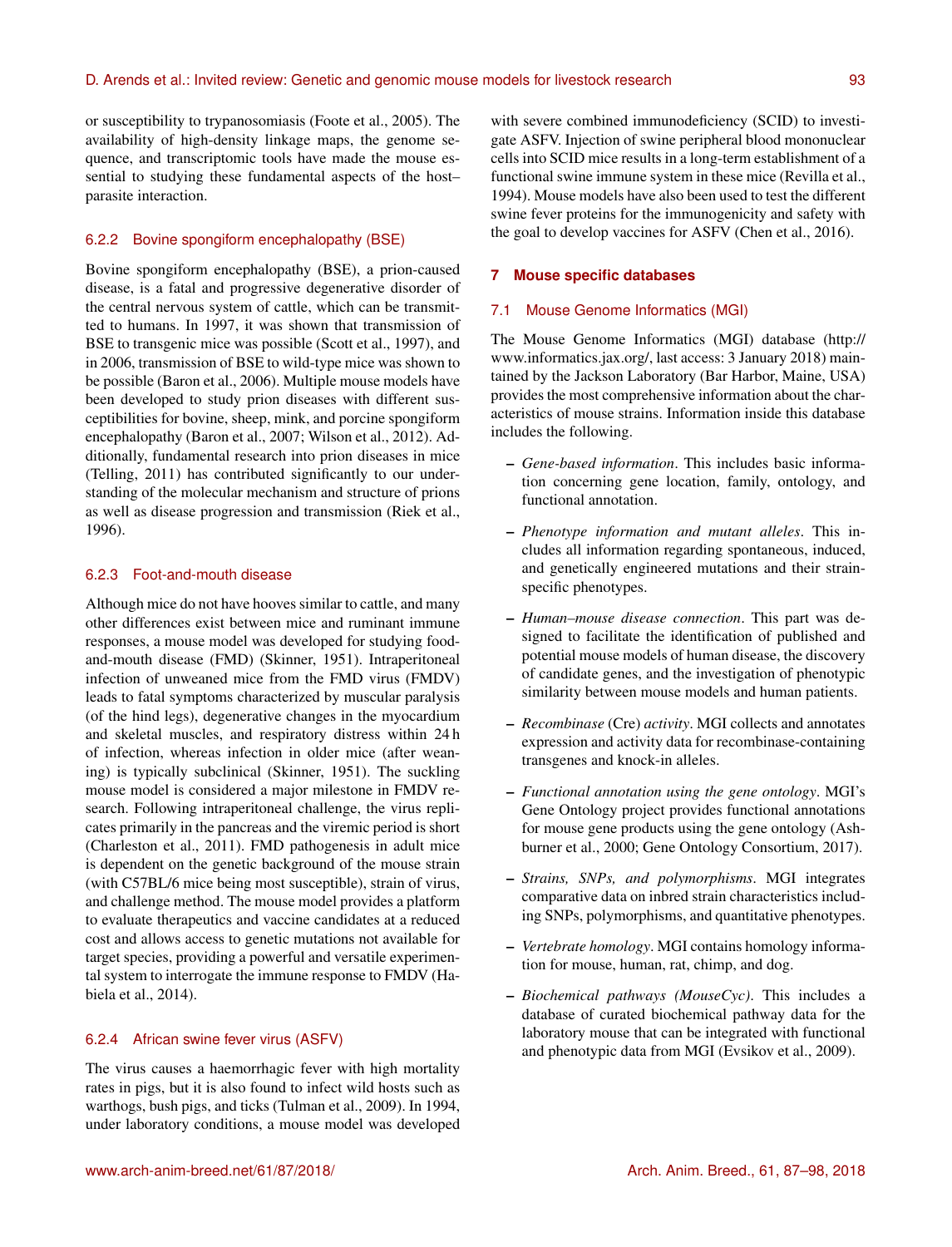or susceptibility to trypanosomiasis (Foote et al., 2005). The availability of high-density linkage maps, the genome sequence, and transcriptomic tools have made the mouse essential to studying these fundamental aspects of the host–parasite interaction.

#### 6.2.2 Bovine spongiform encephalopathy (BSE)

Bovine spongiform encephalopathy (BSE), a prion-caused disease, is a fatal and progressive degenerative disorder of the central nervous system of cattle, which can be transmitted to humans. In 1997, it was shown that transmission of BSE to transgenic mice was possible (Scott et al., 1997), and in 2006, transmission of BSE to wild-type mice was shown to be possible (Baron et al., 2006). Multiple mouse models have been developed to study prion diseases with different susceptibilities for bovine, sheep, mink, and porcine spongiform encephalopathy (Baron et al., 2007; Wilson et al., 2012). Additionally, fundamental research into prion diseases in mice (Telling, 2011) has contributed significantly to our understanding of the molecular mechanism and structure of prions as well as disease progression and transmission (Riek et al., 1996).

#### 6.2.3 Foot-and-mouth disease

Although mice do not have hooves similar to cattle, and many other differences exist between mice and ruminant immune responses, a mouse model was developed for studying food-and-mouth disease (FMD) (Skinner, 1951). Intraperitoneal infection of unweaned mice from the FMD virus (FMDV) leads to fatal symptoms characterized by muscular paralysis (of the hind legs), degenerative changes in the myocardium and skeletal muscles, and respiratory distress within 24 h of infection, whereas infection in older mice (after weaning) is typically subclinical (Skinner, 1951). The suckling mouse model is considered a major milestone in FMDV research. Following intraperitoneal challenge, the virus replicates primarily in the pancreas and the viremic period is short (Charleston et al., 2011). FMD pathogenesis in adult mice is dependent on the genetic background of the mouse strain (with C57BL/6 mice being most susceptible), strain of virus, and challenge method. The mouse model provides a platform to evaluate therapeutics and vaccine candidates at a reduced cost and allows access to genetic mutations not available for target species, providing a powerful and versatile experimental system to interrogate the immune response to FMDV (Habiela et al., 2014).

#### 6.2.4 African swine fever virus (ASFV)

The virus causes a haemorrhagic fever with high mortality rates in pigs, but it is also found to infect wild hosts such as warthogs, bush pigs, and ticks (Tulman et al., 2009). In 1994, under laboratory conditions, a mouse model was developed with severe combined immunodeficiency (SCID) to investigate ASFV. Injection of swine peripheral blood mononuclear cells into SCID mice results in a long-term establishment of a functional swine immune system in these mice (Revilla et al., 1994). Mouse models have also been used to test the different swine fever proteins for the immunogenicity and safety with the goal to develop vaccines for ASFV (Chen et al., 2016).

## 7 Mouse specific databases

### 7.1 Mouse Genome Informatics (MGI)

The Mouse Genome Informatics (MGI) database (http://www.informatics.jax.org/, last access: 3 January 2018) maintained by the Jackson Laboratory (Bar Harbor, Maine, USA) provides the most comprehensive information about the characteristics of mouse strains. Information inside this database includes the following.

- *Gene-based information*. This includes basic information concerning gene location, family, ontology, and functional annotation.
- *Phenotype information and mutant alleles*. This includes all information regarding spontaneous, induced, and genetically engineered mutations and their strain-specific phenotypes.
- *Human–mouse disease connection*. This part was designed to facilitate the identification of published and potential mouse models of human disease, the discovery of candidate genes, and the investigation of phenotypic similarity between mouse models and human patients.
- *Recombinase* (Cre) *activity*. MGI collects and annotates expression and activity data for recombinase-containing transgenes and knock-in alleles.
- *Functional annotation using the gene ontology*. MGI's Gene Ontology project provides functional annotations for mouse gene products using the gene ontology (Ashburner et al., 2000; Gene Ontology Consortium, 2017).
- *Strains, SNPs, and polymorphisms*. MGI integrates comparative data on inbred strain characteristics including SNPs, polymorphisms, and quantitative phenotypes.
- *Vertebrate homology*. MGI contains homology information for mouse, human, rat, chimp, and dog.
- *Biochemical pathways (MouseCyc)*. This includes a database of curated biochemical pathway data for the laboratory mouse that can be integrated with functional and phenotypic data from MGI (Evsikov et al., 2009).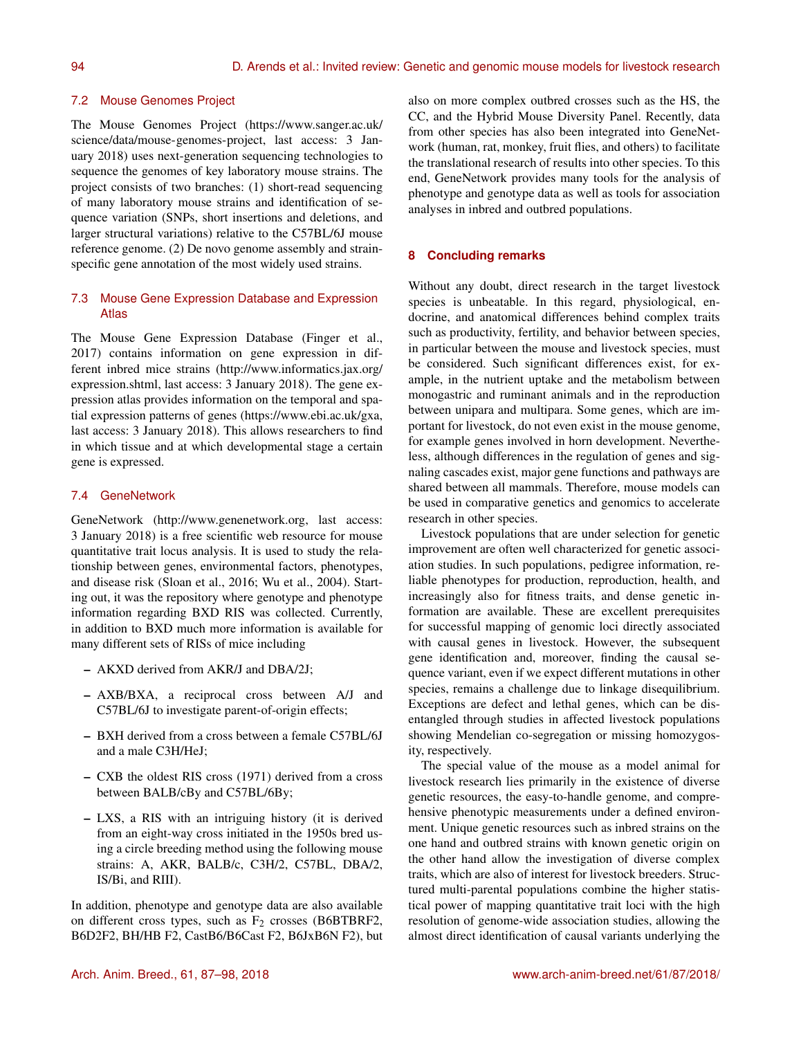### 7.2 Mouse Genomes Project

The Mouse Genomes Project (https://www.sanger.ac.uk/science/data/mouse-genomes-project, last access: 3 January 2018) uses next-generation sequencing technologies to sequence the genomes of key laboratory mouse strains. The project consists of two branches: (1) short-read sequencing of many laboratory mouse strains and identification of sequence variation (SNPs, short insertions and deletions, and larger structural variations) relative to the C57BL/6J mouse reference genome. (2) De novo genome assembly and strain-specific gene annotation of the most widely used strains.

### 7.3 Mouse Gene Expression Database and Expression Atlas

The Mouse Gene Expression Database (Finger et al., 2017) contains information on gene expression in different inbred mice strains (http://www.informatics.jax.org/expression.shtml, last access: 3 January 2018). The gene expression atlas provides information on the temporal and spatial expression patterns of genes (https://www.ebi.ac.uk/gxa, last access: 3 January 2018). This allows researchers to find in which tissue and at which developmental stage a certain gene is expressed.

### 7.4 GeneNetwork

GeneNetwork (http://www.genenetwork.org, last access: 3 January 2018) is a free scientific web resource for mouse quantitative trait locus analysis. It is used to study the relationship between genes, environmental factors, phenotypes, and disease risk (Sloan et al., 2016; Wu et al., 2004). Starting out, it was the repository where genotype and phenotype information regarding BXD RIS was collected. Currently, in addition to BXD much more information is available for many different sets of RISs of mice including

- AKXD derived from AKR/J and DBA/2J;
- AXB/BXA, a reciprocal cross between A/J and C57BL/6J to investigate parent-of-origin effects;
- BXH derived from a cross between a female C57BL/6J and a male C3H/HeJ;
- CXB the oldest RIS cross (1971) derived from a cross between BALB/cBy and C57BL/6By;
- LXS, a RIS with an intriguing history (it is derived from an eight-way cross initiated in the 1950s bred using a circle breeding method using the following mouse strains: A, AKR, BALB/c, C3H/2, C57BL, DBA/2, IS/Bi, and RIII).

In addition, phenotype and genotype data are also available on different cross types, such as $F_2$ crosses (B6BTBRF2, B6D2F2, BH/HB F2, CastB6/B6Cast F2, B6JxB6N F2), but also on more complex outbred crosses such as the HS, the CC, and the Hybrid Mouse Diversity Panel. Recently, data from other species has also been integrated into GeneNetwork (human, rat, monkey, fruit flies, and others) to facilitate the translational research of results into other species. To this end, GeneNetwork provides many tools for the analysis of phenotype and genotype data as well as tools for association analyses in inbred and outbred populations.

## 8 Concluding remarks

Without any doubt, direct research in the target livestock species is unbeatable. In this regard, physiological, endocrine, and anatomical differences behind complex traits such as productivity, fertility, and behavior between species, in particular between the mouse and livestock species, must be considered. Such significant differences exist, for example, in the nutrient uptake and the metabolism between monogastric and ruminant animals and in the reproduction between unipara and multipara. Some genes, which are important for livestock, do not even exist in the mouse genome, for example genes involved in horn development. Nevertheless, although differences in the regulation of genes and signaling cascades exist, major gene functions and pathways are shared between all mammals. Therefore, mouse models can be used in comparative genetics and genomics to accelerate research in other species.

Livestock populations that are under selection for genetic improvement are often well characterized for genetic association studies. In such populations, pedigree information, reliable phenotypes for production, reproduction, health, and increasingly also for fitness traits, and dense genetic information are available. These are excellent prerequisites for successful mapping of genomic loci directly associated with causal genes in livestock. However, the subsequent gene identification and, moreover, finding the causal sequence variant, even if we expect different mutations in other species, remains a challenge due to linkage disequilibrium. Exceptions are defect and lethal genes, which can be disentangled through studies in affected livestock populations showing Mendelian co-segregation or missing homozygosity, respectively.

The special value of the mouse as a model animal for livestock research lies primarily in the existence of diverse genetic resources, the easy-to-handle genome, and comprehensive phenotypic measurements under a defined environment. Unique genetic resources such as inbred strains on the one hand and outbred strains with known genetic origin on the other hand allow the investigation of diverse complex traits, which are also of interest for livestock breeders. Structured multi-parental populations combine the higher statistical power of mapping quantitative trait loci with the high resolution of genome-wide association studies, allowing the almost direct identification of causal variants underlying the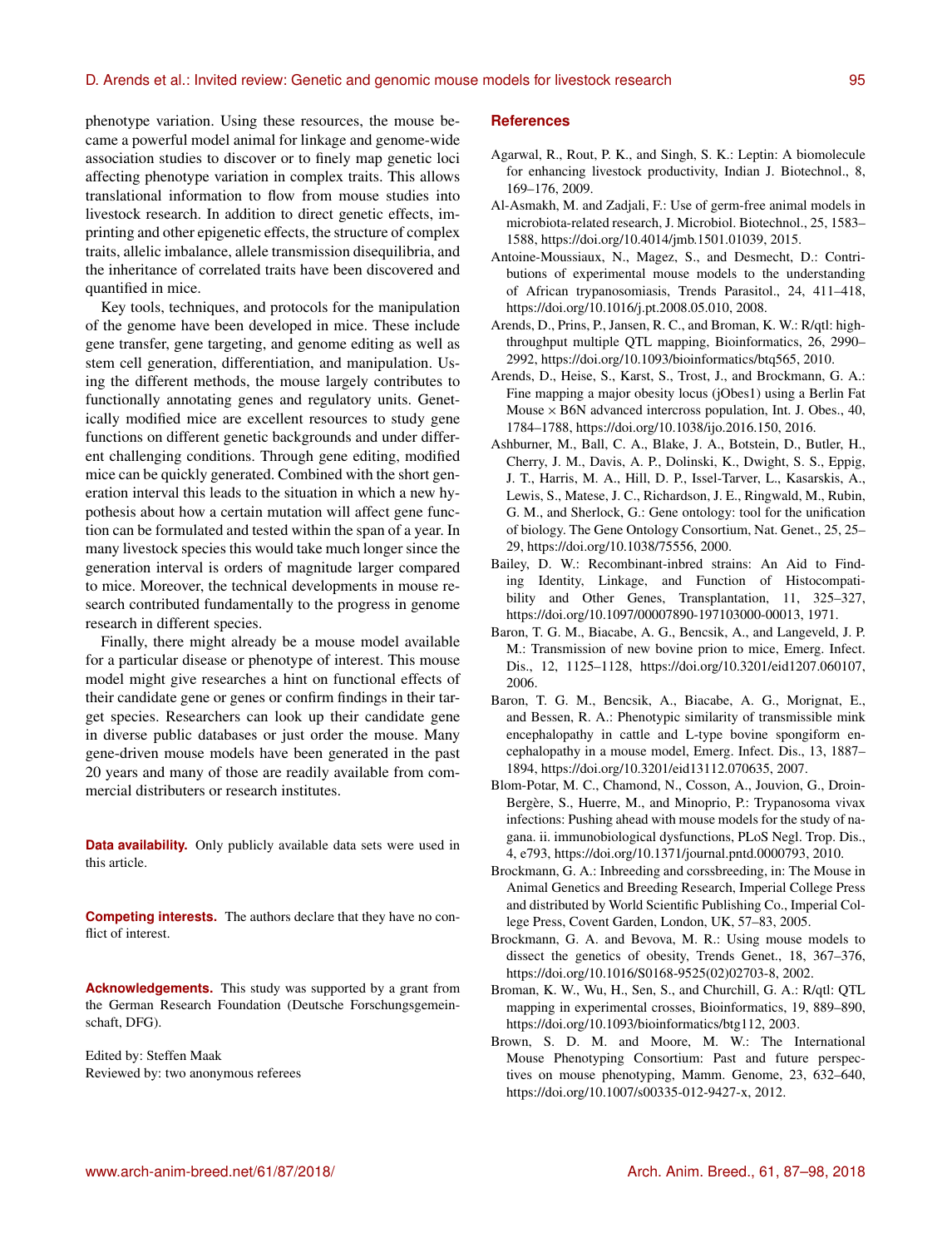phenotype variation. Using these resources, the mouse became a powerful model animal for linkage and genome-wide association studies to discover or to finely map genetic loci affecting phenotype variation in complex traits. This allows translational information to flow from mouse studies into livestock research. In addition to direct genetic effects, imprinting and other epigenetic effects, the structure of complex traits, allelic imbalance, allele transmission disequilibria, and the inheritance of correlated traits have been discovered and quantified in mice.

Key tools, techniques, and protocols for the manipulation of the genome have been developed in mice. These include gene transfer, gene targeting, and genome editing as well as stem cell generation, differentiation, and manipulation. Using the different methods, the mouse largely contributes to functionally annotating genes and regulatory units. Genetically modified mice are excellent resources to study gene functions on different genetic backgrounds and under different challenging conditions. Through gene editing, modified mice can be quickly generated. Combined with the short generation interval this leads to the situation in which a new hypothesis about how a certain mutation will affect gene function can be formulated and tested within the span of a year. In many livestock species this would take much longer since the generation interval is orders of magnitude larger compared to mice. Moreover, the technical developments in mouse research contributed fundamentally to the progress in genome research in different species.

Finally, there might already be a mouse model available for a particular disease or phenotype of interest. This mouse model might give researches a hint on functional effects of their candidate gene or genes or confirm findings in their target species. Researchers can look up their candidate gene in diverse public databases or just order the mouse. Many gene-driven mouse models have been generated in the past 20 years and many of those are readily available from commercial distributers or research institutes.

**Data availability.** Only publicly available data sets were used in this article.

**Competing interests.** The authors declare that they have no conflict of interest.

**Acknowledgements.** This study was supported by a grant from the German Research Foundation (Deutsche Forschungsgemeinschaft, DFG).

Edited by: Steffen Maak
Reviewed by: two anonymous referees

## References

Agarwal, R., Rout, P. K., and Singh, S. K.: Leptin: A biomolecule for enhancing livestock productivity, Indian J. Biotechnol., 8, 169–176, 2009.

Al-Asmakh, M. and Zadjali, F.: Use of germ-free animal models in microbiota-related research, J. Microbiol. Biotechnol., 25, 1583–1588, https://doi.org/10.4014/jmb.1501.01039, 2015.

Antoine-Moussiaux, N., Magez, S., and Desmecht, D.: Contributions of experimental mouse models to the understanding of African trypanosomiasis, Trends Parasitol., 24, 411–418, https://doi.org/10.1016/j.pt.2008.05.010, 2008.

Arends, D., Prins, P., Jansen, R. C., and Broman, K. W.: R/qtl: high-throughput multiple QTL mapping, Bioinformatics, 26, 2990–2992, https://doi.org/10.1093/bioinformatics/btq565, 2010.

Arends, D., Heise, S., Karst, S., Trost, J., and Brockmann, G. A.: Fine mapping a major obesity locus (jObes1) using a Berlin Fat Mouse × B6N advanced intercross population, Int. J. Obes., 40, 1784–1788, https://doi.org/10.1038/ijo.2016.150, 2016.

Ashburner, M., Ball, C. A., Blake, J. A., Botstein, D., Butler, H., Cherry, J. M., Davis, A. P., Dolinski, K., Dwight, S. S., Eppig, J. T., Harris, M. A., Hill, D. P., Issel-Tarver, L., Kasarskis, A., Lewis, S., Matese, J. C., Richardson, J. E., Ringwald, M., Rubin, G. M., and Sherlock, G.: Gene ontology: tool for the unification of biology. The Gene Ontology Consortium, Nat. Genet., 25, 25–29, https://doi.org/10.1038/75556, 2000.

Bailey, D. W.: Recombinant-inbred strains: An Aid to Finding Identity, Linkage, and Function of Histocompatibility and Other Genes, Transplantation, 11, 325–327, https://doi.org/10.1097/00007890-197103000-00013, 1971.

Baron, T. G. M., Biacabe, A. G., Bencsik, A., and Langeveld, J. P. M.: Transmission of new bovine prion to mice, Emerg. Infect. Dis., 12, 1125–1128, https://doi.org/10.3201/eid1207.060107, 2006.

Baron, T. G. M., Bencsik, A., Biacabe, A. G., Morignat, E., and Bessen, R. A.: Phenotypic similarity of transmissible mink encephalopathy in cattle and L-type bovine spongiform encephalopathy in a mouse model, Emerg. Infect. Dis., 13, 1887–1894, https://doi.org/10.3201/eid13112.070635, 2007.

Blom-Potar, M. C., Chamond, N., Cosson, A., Jouvion, G., Droin-Bergère, S., Huerre, M., and Minoprio, P.: Trypanosoma vivax infections: Pushing ahead with mouse models for the study of nagana. ii. immunobiological dysfunctions, PLoS Negl. Trop. Dis., 4, e793, https://doi.org/10.1371/journal.pntd.0000793, 2010.

Brockmann, G. A.: Inbreeding and corssbreeding, in: The Mouse in Animal Genetics and Breeding Research, Imperial College Press and distributed by World Scientific Publishing Co., Imperial College Press, Covent Garden, London, UK, 57–83, 2005.

Brockmann, G. A. and Bevova, M. R.: Using mouse models to dissect the genetics of obesity, Trends Genet., 18, 367–376, https://doi.org/10.1016/S0168-9525(02)02703-8, 2002.

Broman, K. W., Wu, H., Sen, S., and Churchill, G. A.: R/qtl: QTL mapping in experimental crosses, Bioinformatics, 19, 889–890, https://doi.org/10.1093/bioinformatics/btg112, 2003.

Brown, S. D. M. and Moore, M. W.: The International Mouse Phenotyping Consortium: Past and future perspectives on mouse phenotyping, Mamm. Genome, 23, 632–640, https://doi.org/10.1007/s00335-012-9427-x, 2012.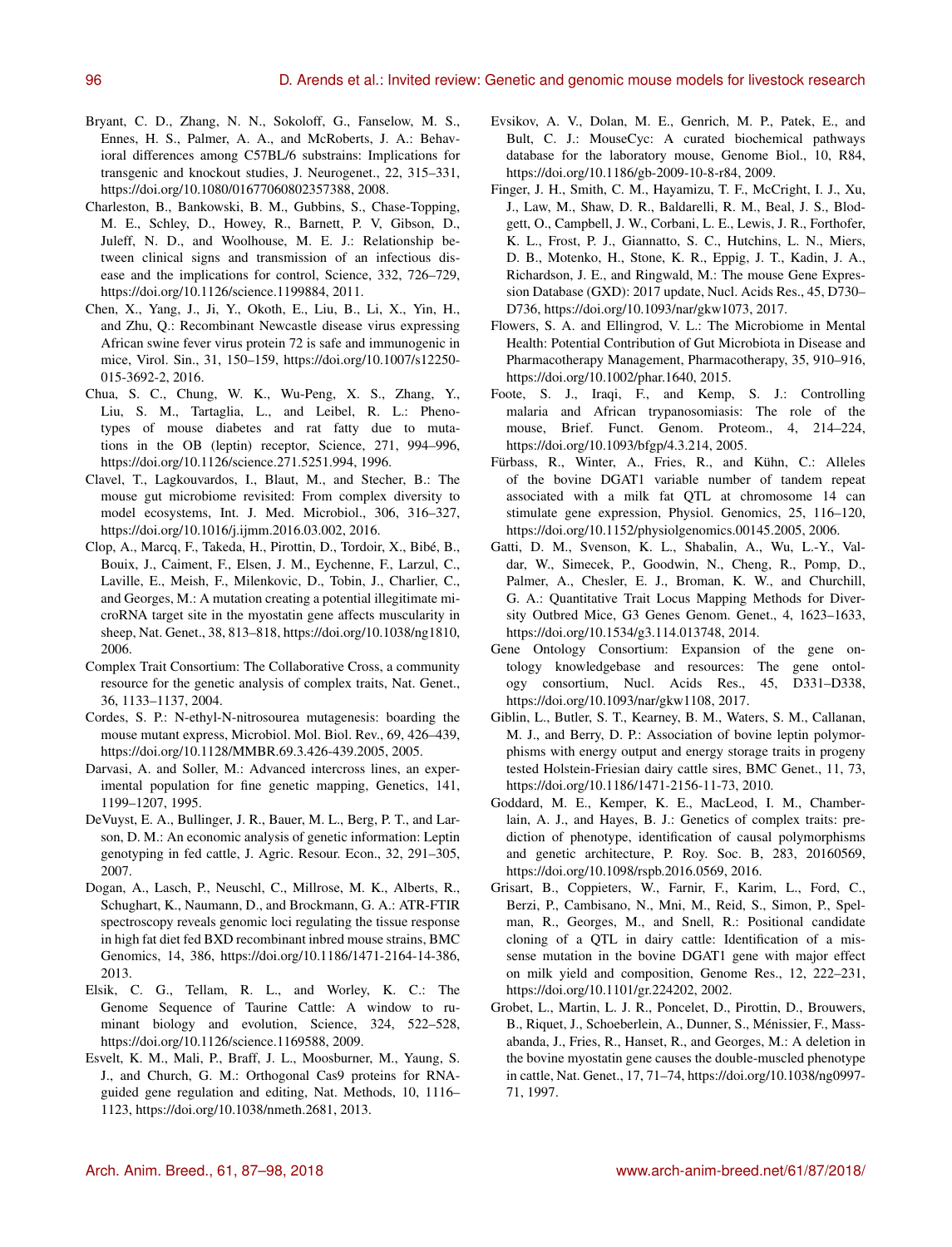Bryant, C. D., Zhang, N. N., Sokoloff, G., Fanselow, M. S., Ennes, H. S., Palmer, A. A., and McRoberts, J. A.: Behavioral differences among C57BL/6 substrains: Implications for transgenic and knockout studies, J. Neurogenet., 22, 315–331, https://doi.org/10.1080/01677060802357388, 2008.

Charleston, B., Bankowski, B. M., Gubbins, S., Chase-Topping, M. E., Schley, D., Howey, R., Barnett, P. V, Gibson, D., Juleff, N. D., and Woolhouse, M. E. J.: Relationship between clinical signs and transmission of an infectious disease and the implications for control, Science, 332, 726–729, https://doi.org/10.1126/science.1199884, 2011.

Chen, X., Yang, J., Ji, Y., Okoth, E., Liu, B., Li, X., Yin, H., and Zhu, Q.: Recombinant Newcastle disease virus expressing African swine fever virus protein 72 is safe and immunogenic in mice, Virol. Sin., 31, 150–159, https://doi.org/10.1007/s12250-015-3692-2, 2016.

Chua, S. C., Chung, W. K., Wu-Peng, X. S., Zhang, Y., Liu, S. M., Tartaglia, L., and Leibel, R. L.: Phenotypes of mouse diabetes and rat fatty due to mutations in the OB (leptin) receptor, Science, 271, 994–996, https://doi.org/10.1126/science.271.5251.994, 1996.

Clavel, T., Lagkouvardos, I., Blaut, M., and Stecher, B.: The mouse gut microbiome revisited: From complex diversity to model ecosystems, Int. J. Med. Microbiol., 306, 316–327, https://doi.org/10.1016/j.ijmm.2016.03.002, 2016.

Clop, A., Marcq, F., Takeda, H., Pirottin, D., Tordoir, X., Bibé, B., Bouix, J., Caiment, F., Elsen, J. M., Eychenne, F., Larzul, C., Laville, E., Meish, F., Milenkovic, D., Tobin, J., Charlier, C., and Georges, M.: A mutation creating a potential illegitimate microRNA target site in the myostatin gene affects muscularity in sheep, Nat. Genet., 38, 813–818, https://doi.org/10.1038/ng1810, 2006.

Complex Trait Consortium: The Collaborative Cross, a community resource for the genetic analysis of complex traits, Nat. Genet., 36, 1133–1137, 2004.

Cordes, S. P.: N-ethyl-N-nitrosourea mutagenesis: boarding the mouse mutant express, Microbiol. Mol. Biol. Rev., 69, 426–439, https://doi.org/10.1128/MMBR.69.3.426-439.2005, 2005.

Darvasi, A. and Soller, M.: Advanced intercross lines, an experimental population for fine genetic mapping, Genetics, 141, 1199–1207, 1995.

DeVuyst, E. A., Bullinger, J. R., Bauer, M. L., Berg, P. T., and Larson, D. M.: An economic analysis of genetic information: Leptin genotyping in fed cattle, J. Agric. Resour. Econ., 32, 291–305, 2007.

Dogan, A., Lasch, P., Neuschl, C., Millrose, M. K., Alberts, R., Schughart, K., Naumann, D., and Brockmann, G. A.: ATR-FTIR spectroscopy reveals genomic loci regulating the tissue response in high fat diet fed BXD recombinant inbred mouse strains, BMC Genomics, 14, 386, https://doi.org/10.1186/1471-2164-14-386, 2013.

Elsik, C. G., Tellam, R. L., and Worley, K. C.: The Genome Sequence of Taurine Cattle: A window to ruminant biology and evolution, Science, 324, 522–528, https://doi.org/10.1126/science.1169588, 2009.

Esvelt, K. M., Mali, P., Braff, J. L., Moosburner, M., Yaung, S. J., and Church, G. M.: Orthogonal Cas9 proteins for RNA-guided gene regulation and editing, Nat. Methods, 10, 1116–1123, https://doi.org/10.1038/nmeth.2681, 2013.

Evsikov, A. V., Dolan, M. E., Genrich, M. P., Patek, E., and Bult, C. J.: MouseCyc: A curated biochemical pathways database for the laboratory mouse, Genome Biol., 10, R84, https://doi.org/10.1186/gb-2009-10-8-r84, 2009.

Finger, J. H., Smith, C. M., Hayamizu, T. F., McCright, I. J., Xu, J., Law, M., Shaw, D. R., Baldarelli, R. M., Beal, J. S., Blodgett, O., Campbell, J. W., Corbani, L. E., Lewis, J. R., Forthofer, K. L., Frost, P. J., Giannatto, S. C., Hutchins, L. N., Miers, D. B., Motenko, H., Stone, K. R., Eppig, J. T., Kadin, J. A., Richardson, J. E., and Ringwald, M.: The mouse Gene Expression Database (GXD): 2017 update, Nucl. Acids Res., 45, D730–D736, https://doi.org/10.1093/nar/gkw1073, 2017.

Flowers, S. A. and Ellingrod, V. L.: The Microbiome in Mental Health: Potential Contribution of Gut Microbiota in Disease and Pharmacotherapy Management, Pharmacotherapy, 35, 910–916, https://doi.org/10.1002/phar.1640, 2015.

Foote, S. J., Iraqi, F., and Kemp, S. J.: Controlling malaria and African trypanosomiasis: The role of the mouse, Brief. Funct. Genom. Proteom., 4, 214–224, https://doi.org/10.1093/bfgp/4.3.214, 2005.

Fürbass, R., Winter, A., Fries, R., and Kühn, C.: Alleles of the bovine DGAT1 variable number of tandem repeat associated with a milk fat QTL at chromosome 14 can stimulate gene expression, Physiol. Genomics, 25, 116–120, https://doi.org/10.1152/physiolgenomics.00145.2005, 2006.

Gatti, D. M., Svenson, K. L., Shabalin, A., Wu, L.-Y., Valdar, W., Simecek, P., Goodwin, N., Cheng, R., Pomp, D., Palmer, A., Chesler, E. J., Broman, K. W., and Churchill, G. A.: Quantitative Trait Locus Mapping Methods for Diversity Outbred Mice, G3 Genes Genom. Genet., 4, 1623–1633, https://doi.org/10.1534/g3.114.013748, 2014.

Gene Ontology Consortium: Expansion of the gene ontology knowledgebase and resources: The gene ontology consortium, Nucl. Acids Res., 45, D331–D338, https://doi.org/10.1093/nar/gkw1108, 2017.

Giblin, L., Butler, S. T., Kearney, B. M., Waters, S. M., Callanan, M. J., and Berry, D. P.: Association of bovine leptin polymorphisms with energy output and energy storage traits in progeny tested Holstein-Friesian dairy cattle sires, BMC Genet., 11, 73, https://doi.org/10.1186/1471-2156-11-73, 2010.

Goddard, M. E., Kemper, K. E., MacLeod, I. M., Chamberlain, A. J., and Hayes, B. J.: Genetics of complex traits: prediction of phenotype, identification of causal polymorphisms and genetic architecture, P. Roy. Soc. B, 283, 20160569, https://doi.org/10.1098/rspb.2016.0569, 2016.

Grisart, B., Coppieters, W., Farnir, F., Karim, L., Ford, C., Berzi, P., Cambisano, N., Mni, M., Reid, S., Simon, P., Spelman, R., Georges, M., and Snell, R.: Positional candidate cloning of a QTL in dairy cattle: Identification of a missense mutation in the bovine DGAT1 gene with major effect on milk yield and composition, Genome Res., 12, 222–231, https://doi.org/10.1101/gr.224202, 2002.

Grobet, L., Martin, L. J. R., Poncelet, D., Pirottin, D., Brouwers, B., Riquet, J., Schoeberlein, A., Dunner, S., Ménissier, F., Massabanda, J., Fries, R., Hanset, R., and Georges, M.: A deletion in the bovine myostatin gene causes the double-muscled phenotype in cattle, Nat. Genet., 17, 71–74, https://doi.org/10.1038/ng0997-71, 1997.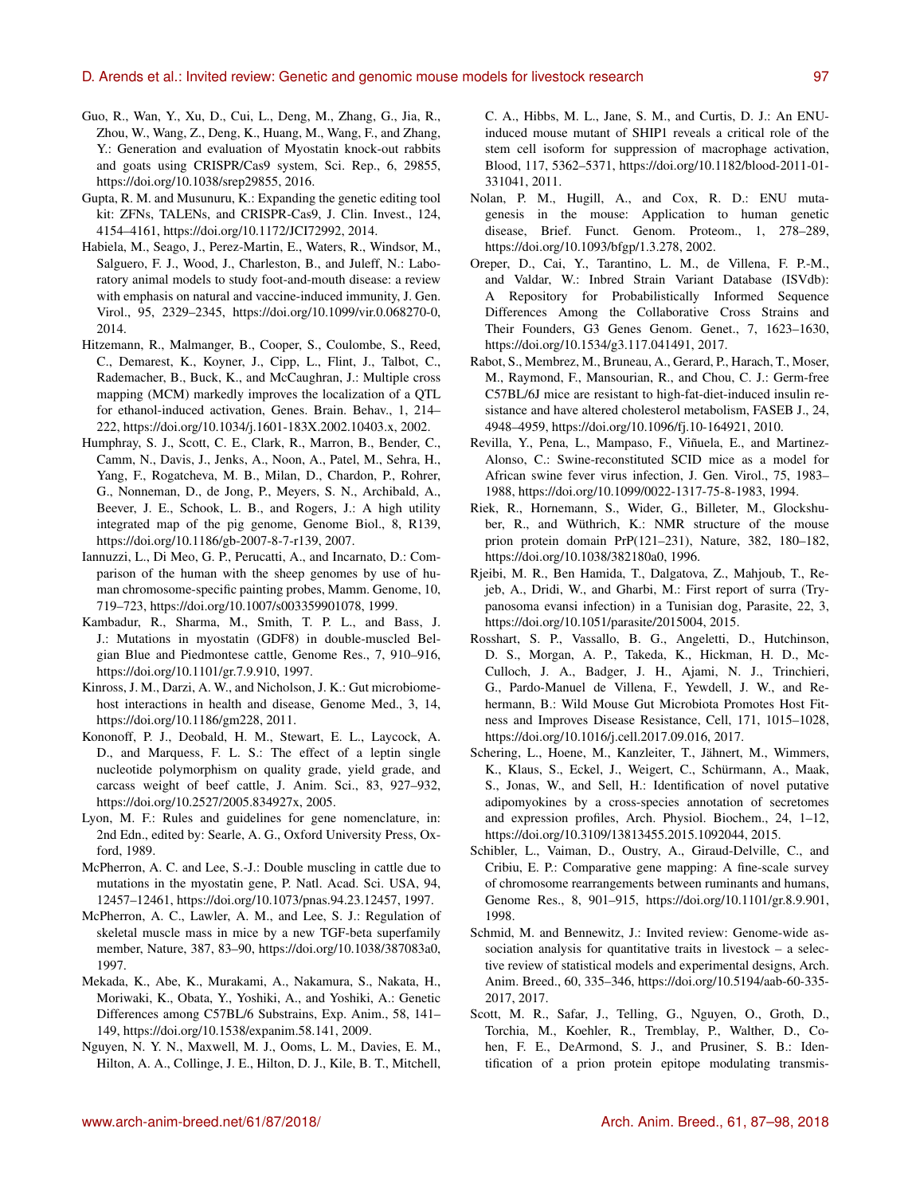Guo, R., Wan, Y., Xu, D., Cui, L., Deng, M., Zhang, G., Jia, R., Zhou, W., Wang, Z., Deng, K., Huang, M., Wang, F., and Zhang, Y.: Generation and evaluation of Myostatin knock-out rabbits and goats using CRISPR/Cas9 system, Sci. Rep., 6, 29855, https://doi.org/10.1038/srep29855, 2016.

Gupta, R. M. and Musunuru, K.: Expanding the genetic editing tool kit: ZFNs, TALENs, and CRISPR-Cas9, J. Clin. Invest., 124, 4154–4161, https://doi.org/10.1172/JCI72992, 2014.

Habiela, M., Seago, J., Perez-Martin, E., Waters, R., Windsor, M., Salguero, F. J., Wood, J., Charleston, B., and Juleff, N.: Laboratory animal models to study foot-and-mouth disease: a review with emphasis on natural and vaccine-induced immunity, J. Gen. Virol., 95, 2329–2345, https://doi.org/10.1099/vir.0.068270-0, 2014.

Hitzemann, R., Malmanger, B., Cooper, S., Coulombe, S., Reed, C., Demarest, K., Koyner, J., Cipp, L., Flint, J., Talbot, C., Rademacher, B., Buck, K., and McCaughran, J.: Multiple cross mapping (MCM) markedly improves the localization of a QTL for ethanol-induced activation, Genes. Brain. Behav., 1, 214–222, https://doi.org/10.1034/j.1601-183X.2002.10403.x, 2002.

Humphray, S. J., Scott, C. E., Clark, R., Marron, B., Bender, C., Camm, N., Davis, J., Jenks, A., Noon, A., Patel, M., Sehra, H., Yang, F., Rogatcheva, M. B., Milan, D., Chardon, P., Rohrer, G., Nonneman, D., de Jong, P., Meyers, S. N., Archibald, A., Beever, J. E., Schook, L. B., and Rogers, J.: A high utility integrated map of the pig genome, Genome Biol., 8, R139, https://doi.org/10.1186/gb-2007-8-7-r139, 2007.

Iannuzzi, L., Di Meo, G. P., Perucatti, A., and Incarnato, D.: Comparison of the human with the sheep genomes by use of human chromosome-specific painting probes, Mamm. Genome, 10, 719–723, https://doi.org/10.1007/s003359901078, 1999.

Kambadur, R., Sharma, M., Smith, T. P. L., and Bass, J. J.: Mutations in myostatin (GDF8) in double-muscled Belgian Blue and Piedmontese cattle, Genome Res., 7, 910–916, https://doi.org/10.1101/gr.7.9.910, 1997.

Kinross, J. M., Darzi, A. W., and Nicholson, J. K.: Gut microbiome-host interactions in health and disease, Genome Med., 3, 14, https://doi.org/10.1186/gm228, 2011.

Kononoff, P. J., Deobald, H. M., Stewart, E. L., Laycock, A. D., and Marquess, F. L. S.: The effect of a leptin single nucleotide polymorphism on quality grade, yield grade, and carcass weight of beef cattle, J. Anim. Sci., 83, 927–932, https://doi.org/10.2527/2005.834927x, 2005.

Lyon, M. F.: Rules and guidelines for gene nomenclature, in: 2nd Edn., edited by: Searle, A. G., Oxford University Press, Oxford, 1989.

McPherron, A. C. and Lee, S.-J.: Double muscling in cattle due to mutations in the myostatin gene, P. Natl. Acad. Sci. USA, 94, 12457–12461, https://doi.org/10.1073/pnas.94.23.12457, 1997.

McPherron, A. C., Lawler, A. M., and Lee, S. J.: Regulation of skeletal muscle mass in mice by a new TGF-beta superfamily member, Nature, 387, 83–90, https://doi.org/10.1038/387083a0, 1997.

Mekada, K., Abe, K., Murakami, A., Nakamura, S., Nakata, H., Moriwaki, K., Obata, Y., Yoshiki, A., and Yoshiki, A.: Genetic Differences among C57BL/6 Substrains, Exp. Anim., 58, 141–149, https://doi.org/10.1538/expanim.58.141, 2009.

Nguyen, N. Y. N., Maxwell, M. J., Ooms, L. M., Davies, E. M., Hilton, A. A., Collinge, J. E., Hilton, D. J., Kile, B. T., Mitchell, C. A., Hibbs, M. L., Jane, S. M., and Curtis, D. J.: An ENU-induced mouse mutant of SHIP1 reveals a critical role of the stem cell isoform for suppression of macrophage activation, Blood, 117, 5362–5371, https://doi.org/10.1182/blood-2011-01-331041, 2011.

Nolan, P. M., Hugill, A., and Cox, R. D.: ENU mutagenesis in the mouse: Application to human genetic disease, Brief. Funct. Genom. Proteom., 1, 278–289, https://doi.org/10.1093/bfgp/1.3.278, 2002.

Oreper, D., Cai, Y., Tarantino, L. M., de Villena, F. P.-M., and Valdar, W.: Inbred Strain Variant Database (ISVdb): A Repository for Probabilistically Informed Sequence Differences Among the Collaborative Cross Strains and Their Founders, G3 Genes Genom. Genet., 7, 1623–1630, https://doi.org/10.1534/g3.117.041491, 2017.

Rabot, S., Membrez, M., Bruneau, A., Gerard, P., Harach, T., Moser, M., Raymond, F., Mansourian, R., and Chou, C. J.: Germ-free C57BL/6J mice are resistant to high-fat-diet-induced insulin resistance and have altered cholesterol metabolism, FASEB J., 24, 4948–4959, https://doi.org/10.1096/fj.10-164921, 2010.

Revilla, Y., Pena, L., Mampaso, F., Viñuela, E., and Martinez-Alonso, C.: Swine-reconstituted SCID mice as a model for African swine fever virus infection, J. Gen. Virol., 75, 1983–1988, https://doi.org/10.1099/0022-1317-75-8-1983, 1994.

Riek, R., Hornemann, S., Wider, G., Billeter, M., Glockshuber, R., and Wüthrich, K.: NMR structure of the mouse prion protein domain PrP(121–231), Nature, 382, 180–182, https://doi.org/10.1038/382180a0, 1996.

Rjeibi, M. R., Ben Hamida, T., Dalgatova, Z., Mahjoub, T., Rejeb, A., Dridi, W., and Gharbi, M.: First report of surra (Trypanosoma evansi infection) in a Tunisian dog, Parasite, 22, 3, https://doi.org/10.1051/parasite/2015004, 2015.

Rosshart, S. P., Vassallo, B. G., Angeletti, D., Hutchinson, D. S., Morgan, A. P., Takeda, K., Hickman, H. D., McCulloch, J. A., Badger, J. H., Ajami, N. J., Trinchieri, G., Pardo-Manuel de Villena, F., Yewdell, J. W., and Rehermann, B.: Wild Mouse Gut Microbiota Promotes Host Fitness and Improves Disease Resistance, Cell, 171, 1015–1028, https://doi.org/10.1016/j.cell.2017.09.016, 2017.

Schering, L., Hoene, M., Kanzleiter, T., Jähnert, M., Wimmers, K., Klaus, S., Eckel, J., Weigert, C., Schürmann, A., Maak, S., Jonas, W., and Sell, H.: Identification of novel putative adipomyokines by a cross-species annotation of secretomes and expression profiles, Arch. Physiol. Biochem., 24, 1–12, https://doi.org/10.3109/13813455.2015.1092044, 2015.

Schibler, L., Vaiman, D., Oustry, A., Giraud-Delville, C., and Cribiu, E. P.: Comparative gene mapping: A fine-scale survey of chromosome rearrangements between ruminants and humans, Genome Res., 8, 901–915, https://doi.org/10.1101/gr.8.9.901, 1998.

Schmid, M. and Bennewitz, J.: Invited review: Genome-wide association analysis for quantitative traits in livestock – a selective review of statistical models and experimental designs, Arch. Anim. Breed., 60, 335–346, https://doi.org/10.5194/aab-60-335-2017, 2017.

Scott, M. R., Safar, J., Telling, G., Nguyen, O., Groth, D., Torchia, M., Koehler, R., Tremblay, P., Walther, D., Cohen, F. E., DeArmond, S. J., and Prusiner, S. B.: Identification of a prion protein epitope modulating transmis-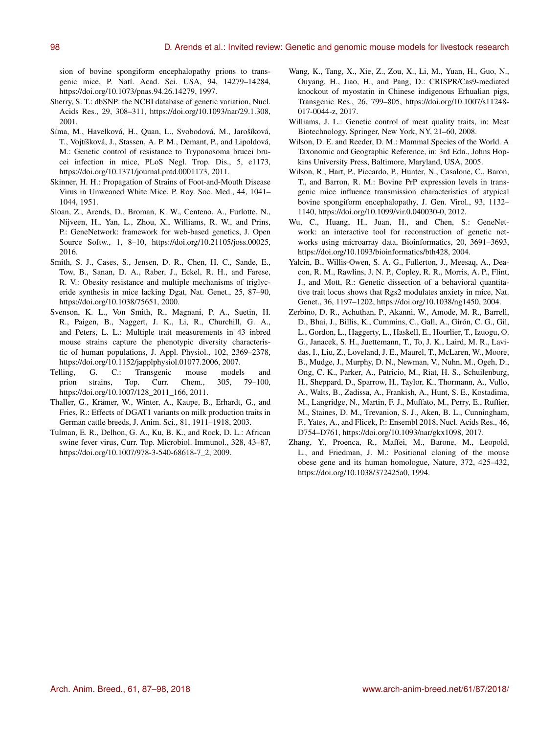sion of bovine spongiform encephalopathy prions to transgenic mice, P. Natl. Acad. Sci. USA, 94, 14279–14284, https://doi.org/10.1073/pnas.94.26.14279, 1997.

Sherry, S. T.: dbSNP: the NCBI database of genetic variation, Nucl. Acids Res., 29, 308–311, https://doi.org/10.1093/nar/29.1.308, 2001.

Síma, M., Havelková, H., Quan, L., Svobodová, M., Jarošíková, T., Vojtíšková, J., Stassen, A. P. M., Demant, P., and Lipoldová, M.: Genetic control of resistance to Trypanosoma brucei brucei infection in mice, PLoS Negl. Trop. Dis., 5, e1173, https://doi.org/10.1371/journal.pntd.0001173, 2011.

Skinner, H. H.: Propagation of Strains of Foot-and-Mouth Disease Virus in Unweaned White Mice, P. Roy. Soc. Med., 44, 1041–1044, 1951.

Sloan, Z., Arends, D., Broman, K. W., Centeno, A., Furlotte, N., Nijveen, H., Yan, L., Zhou, X., Williams, R. W., and Prins, P.: GeneNetwork: framework for web-based genetics, J. Open Source Softw., 1, 8–10, https://doi.org/10.21105/joss.00025, 2016.

Smith, S. J., Cases, S., Jensen, D. R., Chen, H. C., Sande, E., Tow, B., Sanan, D. A., Raber, J., Eckel, R. H., and Farese, R. V.: Obesity resistance and multiple mechanisms of triglyceride synthesis in mice lacking Dgat, Nat. Genet., 25, 87–90, https://doi.org/10.1038/75651, 2000.

Svenson, K. L., Von Smith, R., Magnani, P. A., Suetin, H. R., Paigen, B., Naggert, J. K., Li, R., Churchill, G. A., and Peters, L. L.: Multiple trait measurements in 43 inbred mouse strains capture the phenotypic diversity characteristic of human populations, J. Appl. Physiol., 102, 2369–2378, https://doi.org/10.1152/japplphysiol.01077.2006, 2007.

Telling, G. C.: Transgenic mouse models and prion strains, Top. Curr. Chem., 305, 79–100, https://doi.org/10.1007/128_2011_166, 2011.

Thaller, G., Krämer, W., Winter, A., Kaupe, B., Erhardt, G., and Fries, R.: Effects of DGAT1 variants on milk production traits in German cattle breeds, J. Anim. Sci., 81, 1911–1918, 2003.

Tulman, E. R., Delhon, G. A., Ku, B. K., and Rock, D. L.: African swine fever virus, Curr. Top. Microbiol. Immunol., 328, 43–87, https://doi.org/10.1007/978-3-540-68618-7_2, 2009.

Wang, K., Tang, X., Xie, Z., Zou, X., Li, M., Yuan, H., Guo, N., Ouyang, H., Jiao, H., and Pang, D.: CRISPR/Cas9-mediated knockout of myostatin in Chinese indigenous Erhualian pigs, Transgenic Res., 26, 799–805, https://doi.org/10.1007/s11248-017-0044-z, 2017.

Williams, J. L.: Genetic control of meat quality traits, in: Meat Biotechnology, Springer, New York, NY, 21–60, 2008.

Wilson, D. E. and Reeder, D. M.: Mammal Species of the World. A Taxonomic and Geographic Reference, in: 3rd Edn., Johns Hopkins University Press, Baltimore, Maryland, USA, 2005.

Wilson, R., Hart, P., Piccardo, P., Hunter, N., Casalone, C., Baron, T., and Barron, R. M.: Bovine PrP expression levels in transgenic mice influence transmission characteristics of atypical bovine spongiform encephalopathy, J. Gen. Virol., 93, 1132–1140, https://doi.org/10.1099/vir.0.040030-0, 2012.

Wu, C., Huang, H., Juan, H., and Chen, S.: GeneNetwork: an interactive tool for reconstruction of genetic networks using microarray data, Bioinformatics, 20, 3691–3693, https://doi.org/10.1093/bioinformatics/bth428, 2004.

Yalcin, B., Willis-Owen, S. A. G., Fullerton, J., Meesaq, A., Deacon, R. M., Rawlins, J. N. P., Copley, R. R., Morris, A. P., Flint, J., and Mott, R.: Genetic dissection of a behavioral quantitative trait locus shows that Rgs2 modulates anxiety in mice, Nat. Genet., 36, 1197–1202, https://doi.org/10.1038/ng1450, 2004.

Zerbino, D. R., Achuthan, P., Akanni, W., Amode, M. R., Barrell, D., Bhai, J., Billis, K., Cummins, C., Gall, A., Girón, C. G., Gil, L., Gordon, L., Haggerty, L., Haskell, E., Hourlier, T., Izuogu, O. G., Janacek, S. H., Juettemann, T., To, J. K., Laird, M. R., Lavidas, I., Liu, Z., Loveland, J. E., Maurel, T., McLaren, W., Moore, B., Mudge, J., Murphy, D. N., Newman, V., Nuhn, M., Ogeh, D., Ong, C. K., Parker, A., Patricio, M., Riat, H. S., Schuilenburg, H., Sheppard, D., Sparrow, H., Taylor, K., Thormann, A., Vullo, A., Walts, B., Zadissa, A., Frankish, A., Hunt, S. E., Kostadima, M., Langridge, N., Martin, F. J., Muffato, M., Perry, E., Ruffier, M., Staines, D. M., Trevanion, S. J., Aken, B. L., Cunningham, F., Yates, A., and Flicek, P.: Ensembl 2018, Nucl. Acids Res., 46, D754–D761, https://doi.org/10.1093/nar/gkx1098, 2017.

Zhang, Y., Proenca, R., Maffei, M., Barone, M., Leopold, L., and Friedman, J. M.: Positional cloning of the mouse obese gene and its human homologue, Nature, 372, 425–432, https://doi.org/10.1038/372425a0, 1994.